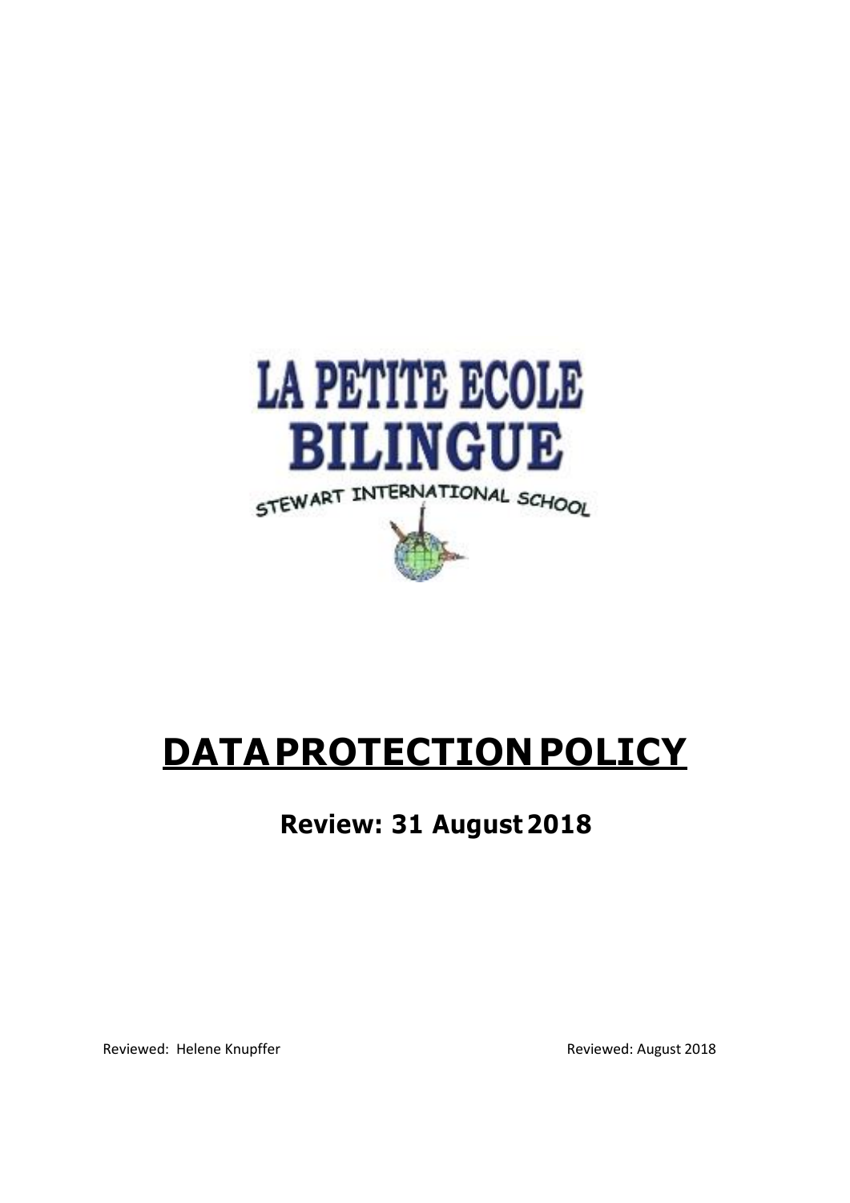LA PETITE ECOLE BILINGUE

STEWART INTERNATIONAL SCHOOL

# DATA PROTECTION POLICY

## Review: 31 August 2018

Reviewed: Helene Knupffer

Reviewed: August 2018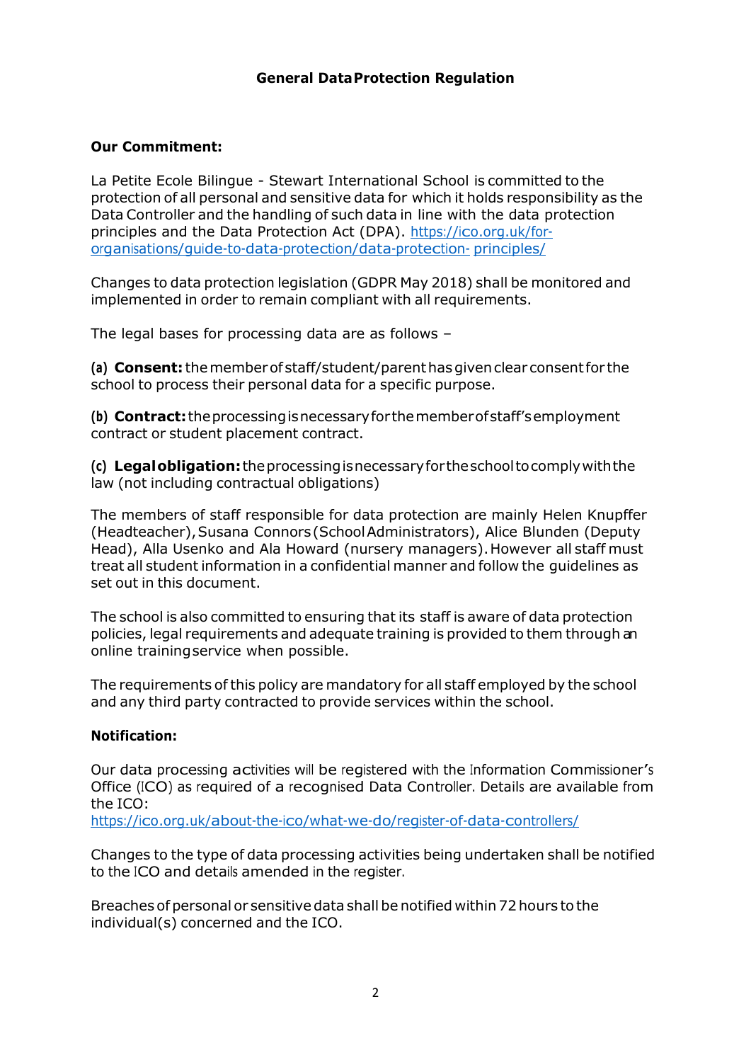## General Data Protection Regulation

**Our Commitment:**

La Petite Ecole Bilingue - Stewart International School is committed to the protection of all personal and sensitive data for which it holds responsibility as the Data Controller and the handling of such data in line with the data protection principles and the Data Protection Act (DPA). https://ico.org.uk/for-organisations/guide-to-data-protection/data-protection- principles/

Changes to data protection legislation (GDPR May 2018) shall be monitored and implemented in order to remain compliant with all requirements.

The legal bases for processing data are as follows –

**(a) Consent:** the member of staff/student/parent has given clear consent for the school to process their personal data for a specific purpose.

**(b) Contract:** the processing is necessary for the member of staff's employment contract or student placement contract.

**(c) Legal obligation:** the processing is necessary for the school to comply with the law (not including contractual obligations)

The members of staff responsible for data protection are mainly Helen Knupffer (Headteacher), Susana Connors (School Administrators), Alice Blunden (Deputy Head), Alla Usenko and Ala Howard (nursery managers). However all staff must treat all student information in a confidential manner and follow the guidelines as set out in this document.

The school is also committed to ensuring that its staff is aware of data protection policies, legal requirements and adequate training is provided to them through an online training service when possible.

The requirements of this policy are mandatory for all staff employed by the school and any third party contracted to provide services within the school.

**Notification:**

Our data processing activities will be registered with the Information Commissioner's Office (ICO) as required of a recognised Data Controller. Details are available from the ICO:
https://ico.org.uk/about-the-ico/what-we-do/register-of-data-controllers/

Changes to the type of data processing activities being undertaken shall be notified to the ICO and details amended in the register.

Breaches of personal or sensitive data shall be notified within 72 hours to the individual(s) concerned and the ICO.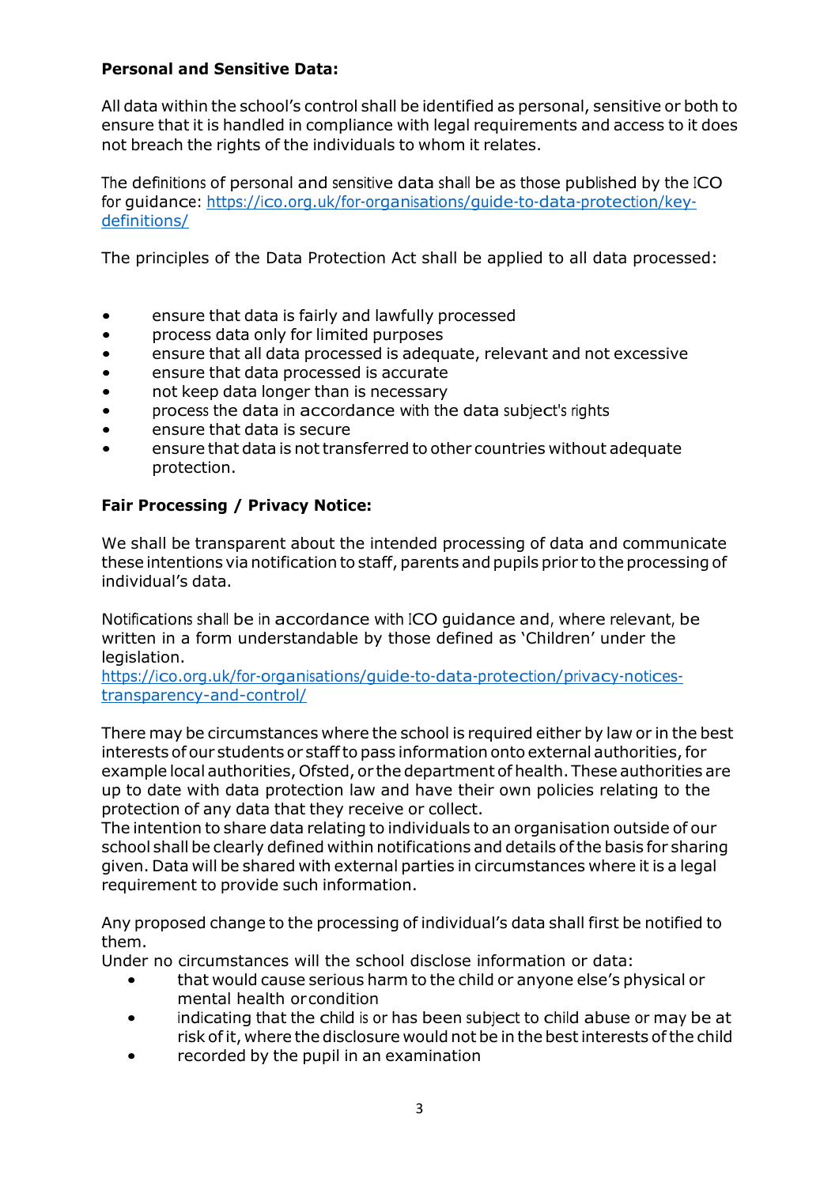**Personal and Sensitive Data:**

All data within the school's control shall be identified as personal, sensitive or both to ensure that it is handled in compliance with legal requirements and access to it does not breach the rights of the individuals to whom it relates.

The definitions of personal and sensitive data shall be as those published by the ICO for guidance: [https://ico.org.uk/for-organisations/guide-to-data-protection/key-definitions/](https://ico.org.uk/for-organisations/guide-to-data-protection/key-definitions/)

The principles of the Data Protection Act shall be applied to all data processed:

- ensure that data is fairly and lawfully processed
- process data only for limited purposes
- ensure that all data processed is adequate, relevant and not excessive
- ensure that data processed is accurate
- not keep data longer than is necessary
- process the data in accordance with the data subject's rights
- ensure that data is secure
- ensure that data is not transferred to other countries without adequate protection.

**Fair Processing / Privacy Notice:**

We shall be transparent about the intended processing of data and communicate these intentions via notification to staff, parents and pupils prior to the processing of individual's data.

Notifications shall be in accordance with ICO guidance and, where relevant, be written in a form understandable by those defined as 'Children' under the legislation.
[https://ico.org.uk/for-organisations/guide-to-data-protection/privacy-notices-transparency-and-control/](https://ico.org.uk/for-organisations/guide-to-data-protection/privacy-notices-transparency-and-control/)

There may be circumstances where the school is required either by law or in the best interests of our students or staff to pass information onto external authorities, for example local authorities, Ofsted, or the department of health. These authorities are up to date with data protection law and have their own policies relating to the protection of any data that they receive or collect.
The intention to share data relating to individuals to an organisation outside of our school shall be clearly defined within notifications and details of the basis for sharing given. Data will be shared with external parties in circumstances where it is a legal requirement to provide such information.

Any proposed change to the processing of individual's data shall first be notified to them.
Under no circumstances will the school disclose information or data:

- that would cause serious harm to the child or anyone else's physical or mental health or condition
- indicating that the child is or has been subject to child abuse or may be at risk of it, where the disclosure would not be in the best interests of the child
- recorded by the pupil in an examination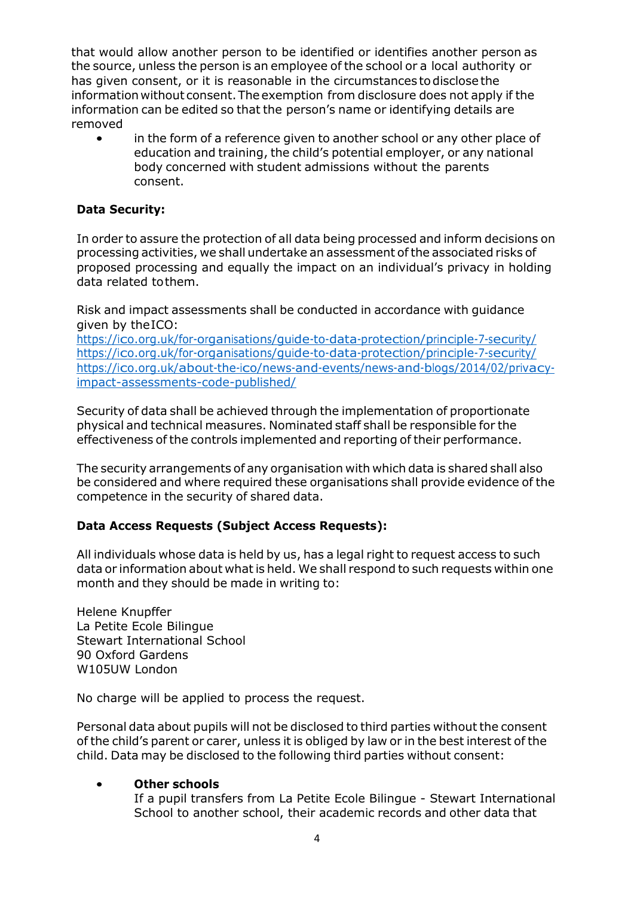that would allow another person to be identified or identifies another person as the source, unless the person is an employee of the school or a local authority or has given consent, or it is reasonable in the circumstances to disclose the information without consent. The exemption from disclosure does not apply if the information can be edited so that the person's name or identifying details are removed

- in the form of a reference given to another school or any other place of education and training, the child's potential employer, or any national body concerned with student admissions without the parents consent.

**Data Security:**

In order to assure the protection of all data being processed and inform decisions on processing activities, we shall undertake an assessment of the associated risks of proposed processing and equally the impact on an individual's privacy in holding data related to them.

Risk and impact assessments shall be conducted in accordance with guidance given by the ICO:
https://ico.org.uk/for-organisations/guide-to-data-protection/principle-7-security/
https://ico.org.uk/for-organisations/guide-to-data-protection/principle-7-security/
https://ico.org.uk/about-the-ico/news-and-events/news-and-blogs/2014/02/privacy-impact-assessments-code-published/

Security of data shall be achieved through the implementation of proportionate physical and technical measures. Nominated staff shall be responsible for the effectiveness of the controls implemented and reporting of their performance.

The security arrangements of any organisation with which data is shared shall also be considered and where required these organisations shall provide evidence of the competence in the security of shared data.

**Data Access Requests (Subject Access Requests):**

All individuals whose data is held by us, has a legal right to request access to such data or information about what is held. We shall respond to such requests within one month and they should be made in writing to:

Helene Knupffer
La Petite Ecole Bilingue
Stewart International School
90 Oxford Gardens
W105UW London

No charge will be applied to process the request.

Personal data about pupils will not be disclosed to third parties without the consent of the child's parent or carer, unless it is obliged by law or in the best interest of the child. Data may be disclosed to the following third parties without consent:

- **Other schools**
  If a pupil transfers from La Petite Ecole Bilingue - Stewart International School to another school, their academic records and other data that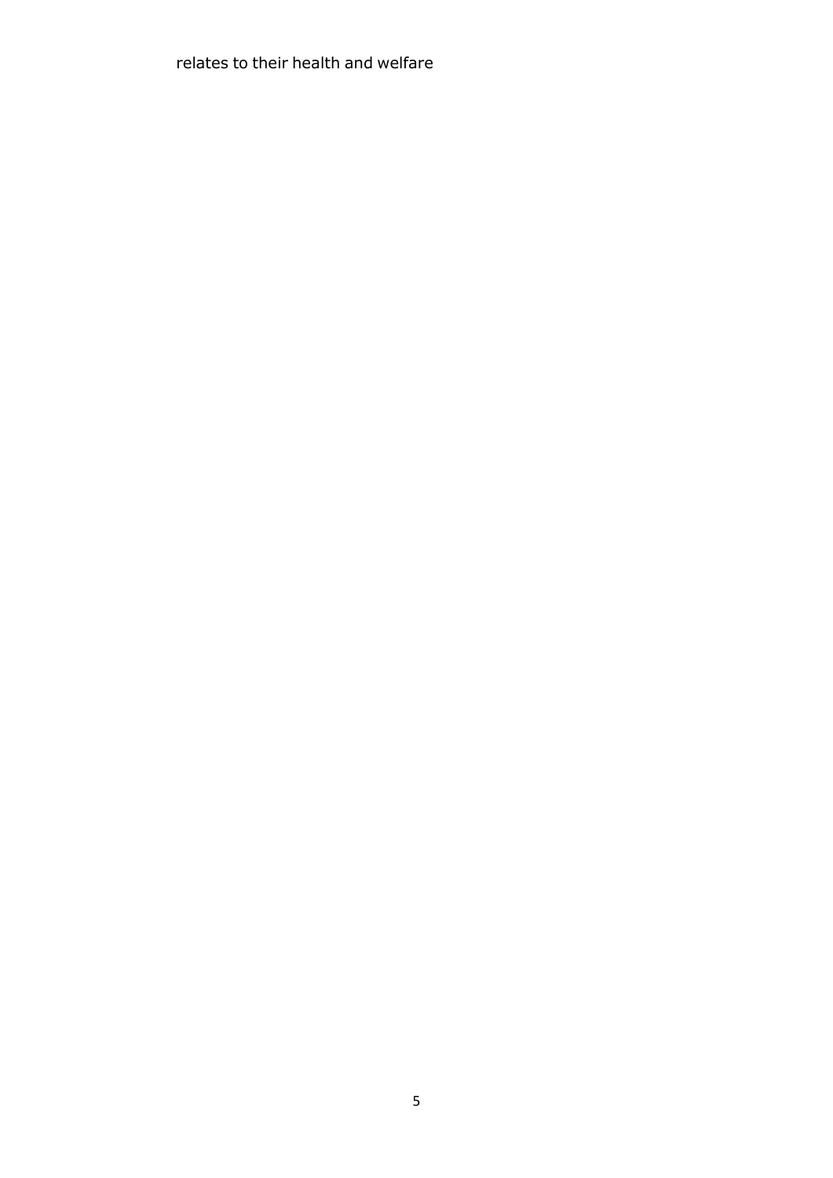relates to their health and welfare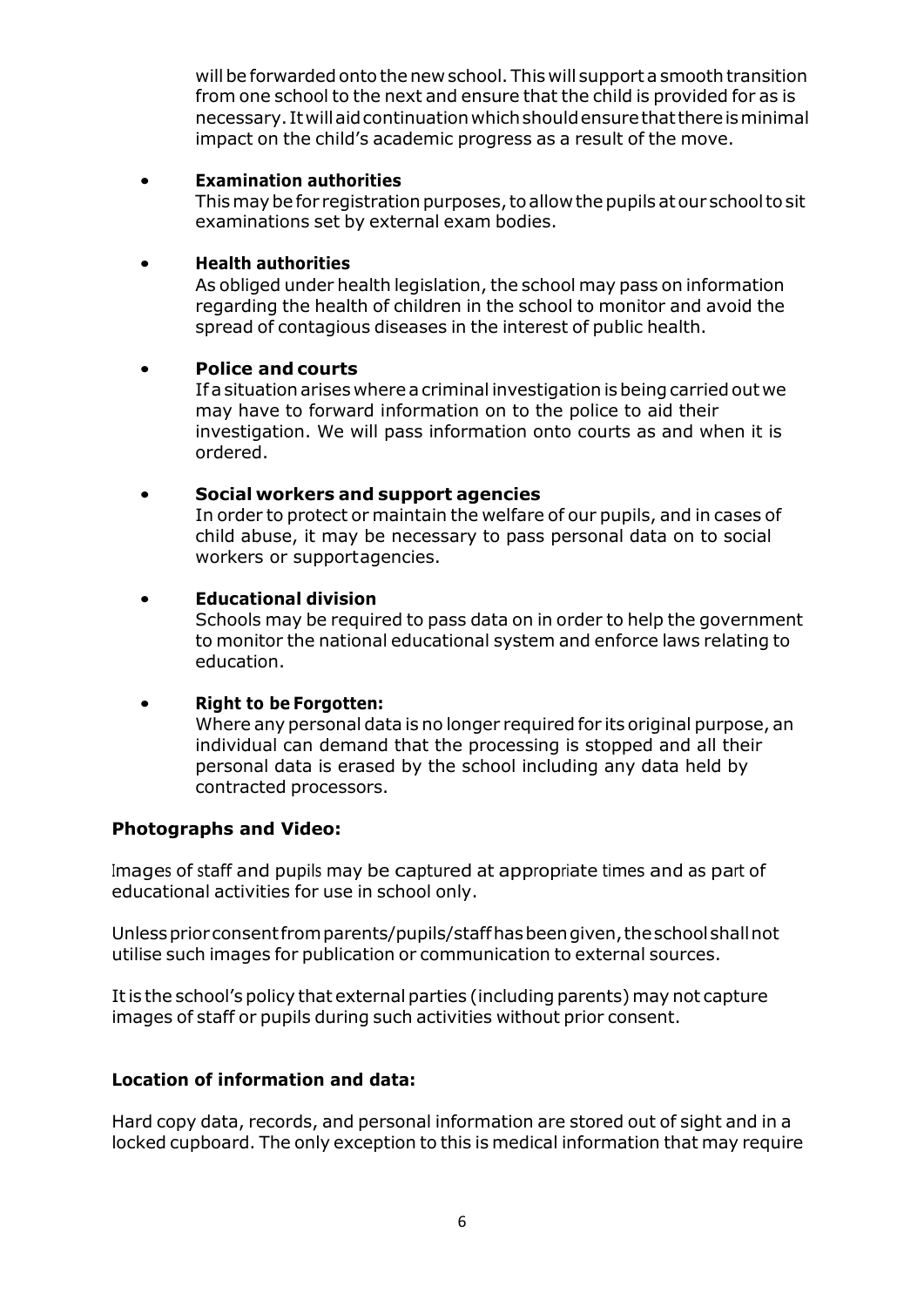will be forwarded onto the new school. This will support a smooth transition from one school to the next and ensure that the child is provided for as is necessary. It will aid continuation which should ensure that there is minimal impact on the child's academic progress as a result of the move.

- **Examination authorities**
  This may be for registration purposes, to allow the pupils at our school to sit examinations set by external exam bodies.

- **Health authorities**
  As obliged under health legislation, the school may pass on information regarding the health of children in the school to monitor and avoid the spread of contagious diseases in the interest of public health.

- **Police and courts**
  If a situation arises where a criminal investigation is being carried out we may have to forward information on to the police to aid their investigation. We will pass information onto courts as and when it is ordered.

- **Social workers and support agencies**
  In order to protect or maintain the welfare of our pupils, and in cases of child abuse, it may be necessary to pass personal data on to social workers or supportagencies.

- **Educational division**
  Schools may be required to pass data on in order to help the government to monitor the national educational system and enforce laws relating to education.

- **Right to be Forgotten:**
  Where any personal data is no longer required for its original purpose, an individual can demand that the processing is stopped and all their personal data is erased by the school including any data held by contracted processors.

**Photographs and Video:**

Images of staff and pupils may be captured at appropriate times and as part of educational activities for use in school only.

Unless prior consent from parents/pupils/staff has been given, the school shall not utilise such images for publication or communication to external sources.

It is the school's policy that external parties (including parents) may not capture images of staff or pupils during such activities without prior consent.

**Location of information and data:**

Hard copy data, records, and personal information are stored out of sight and in a locked cupboard. The only exception to this is medical information that may require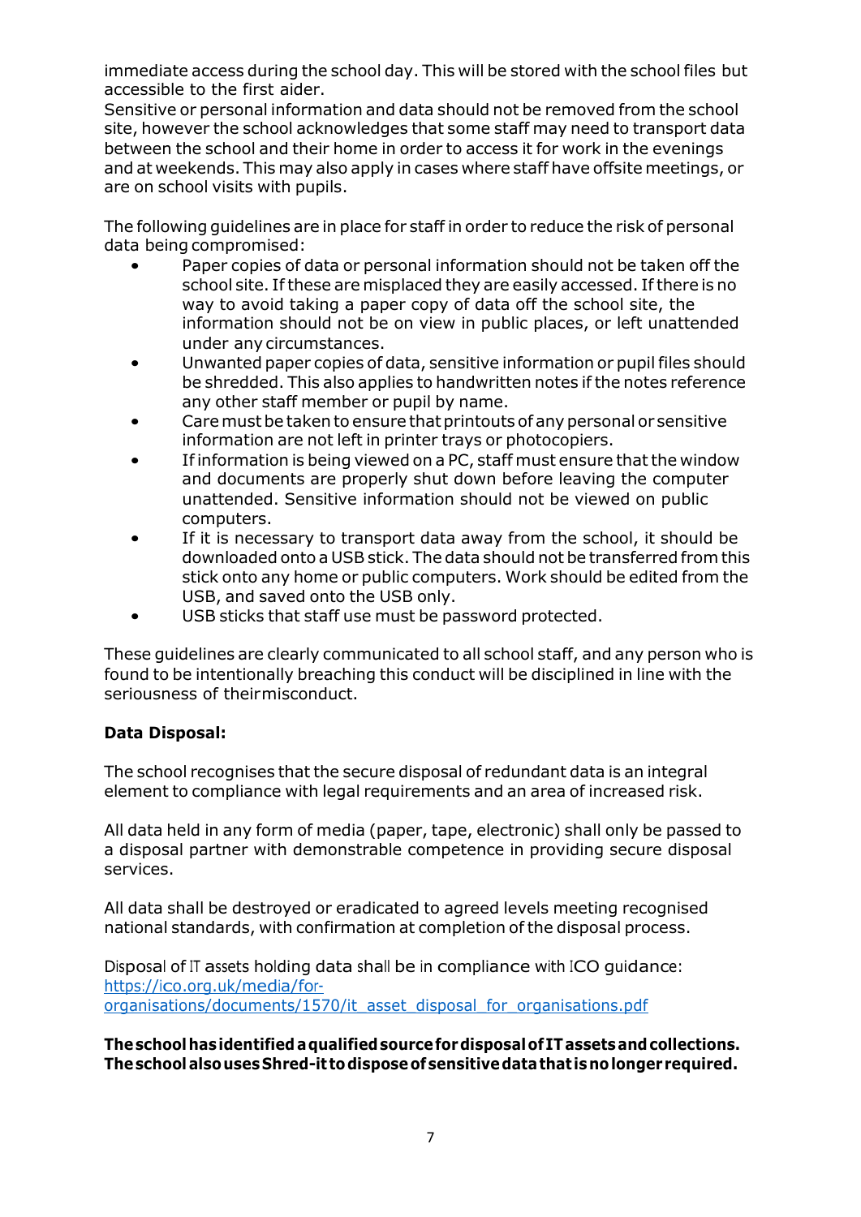immediate access during the school day. This will be stored with the school files but accessible to the first aider.
Sensitive or personal information and data should not be removed from the school site, however the school acknowledges that some staff may need to transport data between the school and their home in order to access it for work in the evenings and at weekends. This may also apply in cases where staff have offsite meetings, or are on school visits with pupils.

The following guidelines are in place for staff in order to reduce the risk of personal data being compromised:

- Paper copies of data or personal information should not be taken off the school site. If these are misplaced they are easily accessed. If there is no way to avoid taking a paper copy of data off the school site, the information should not be on view in public places, or left unattended under any circumstances.
- Unwanted paper copies of data, sensitive information or pupil files should be shredded. This also applies to handwritten notes if the notes reference any other staff member or pupil by name.
- Care must be taken to ensure that printouts of any personal or sensitive information are not left in printer trays or photocopiers.
- If information is being viewed on a PC, staff must ensure that the window and documents are properly shut down before leaving the computer unattended. Sensitive information should not be viewed on public computers.
- If it is necessary to transport data away from the school, it should be downloaded onto a USB stick. The data should not be transferred from this stick onto any home or public computers. Work should be edited from the USB, and saved onto the USB only.
- USB sticks that staff use must be password protected.

These guidelines are clearly communicated to all school staff, and any person who is found to be intentionally breaching this conduct will be disciplined in line with the seriousness of theirmisconduct.

**Data Disposal:**

The school recognises that the secure disposal of redundant data is an integral element to compliance with legal requirements and an area of increased risk.

All data held in any form of media (paper, tape, electronic) shall only be passed to a disposal partner with demonstrable competence in providing secure disposal services.

All data shall be destroyed or eradicated to agreed levels meeting recognised national standards, with confirmation at completion of the disposal process.

Disposal of IT assets holding data shall be in compliance with ICO guidance: [https://ico.org.uk/media/for-organisations/documents/1570/it_asset_disposal_for_organisations.pdf](https://ico.org.uk/media/for-organisations/documents/1570/it_asset_disposal_for_organisations.pdf)

**The school has identified a qualified source for disposal of IT assets and collections. The school also uses Shred-it to dispose of sensitive data that is no longer required.**